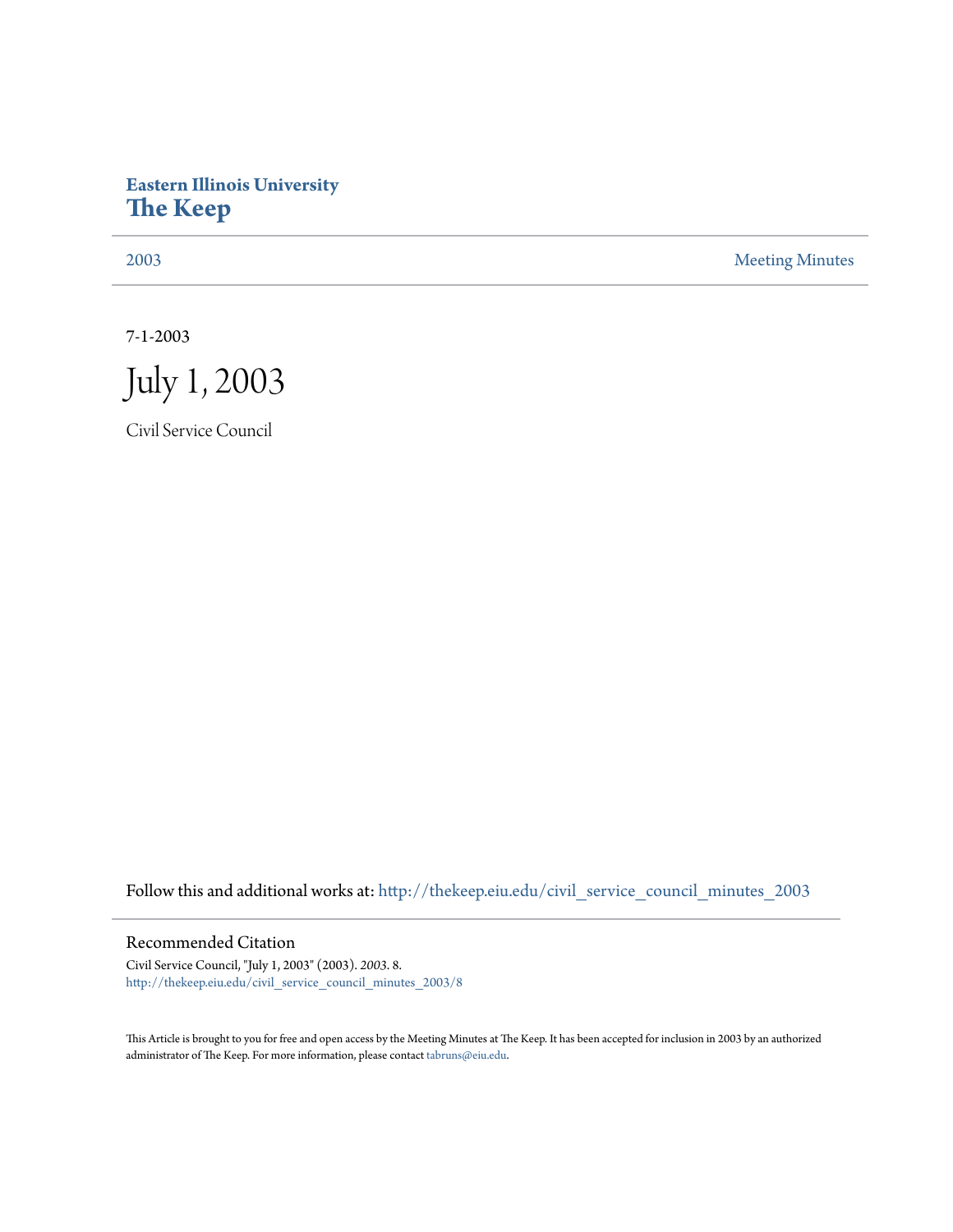**Eastern Illinois University**
# The Keep

2003 | Meeting Minutes

7-1-2003

# July 1, 2003

Civil Service Council

Follow this and additional works at: http://thekeep.eiu.edu/civil_service_council_minutes_2003

## Recommended Citation

Civil Service Council, "July 1, 2003" (2003). *2003*. 8.
http://thekeep.eiu.edu/civil_service_council_minutes_2003/8

This Article is brought to you for free and open access by the Meeting Minutes at The Keep. It has been accepted for inclusion in 2003 by an authorized administrator of The Keep. For more information, please contact tabruns@eiu.edu.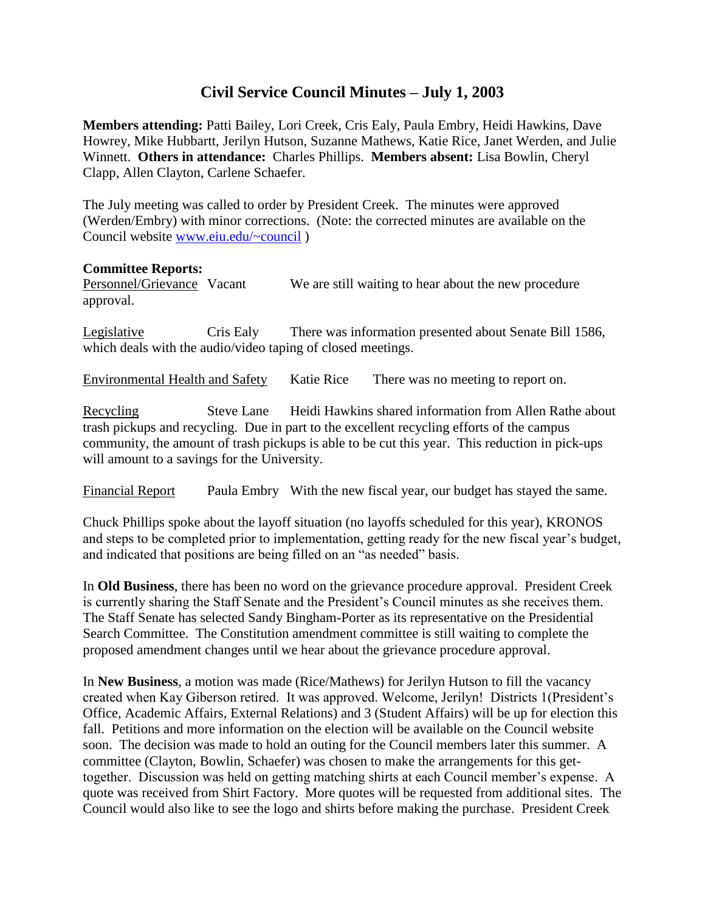# Civil Service Council Minutes – July 1, 2003

**Members attending:** Patti Bailey, Lori Creek, Cris Ealy, Paula Embry, Heidi Hawkins, Dave Howrey, Mike Hubbartt, Jerilyn Hutson, Suzanne Mathews, Katie Rice, Janet Werden, and Julie Winnett. **Others in attendance:** Charles Phillips. **Members absent:** Lisa Bowlin, Cheryl Clapp, Allen Clayton, Carlene Schaefer.

The July meeting was called to order by President Creek. The minutes were approved (Werden/Embry) with minor corrections. (Note: the corrected minutes are available on the Council website www.eiu.edu/~council )

**Committee Reports:**

Personnel/Grievance Vacant We are still waiting to hear about the new procedure approval.

Legislative Cris Ealy There was information presented about Senate Bill 1586, which deals with the audio/video taping of closed meetings.

Environmental Health and Safety Katie Rice There was no meeting to report on.

Recycling Steve Lane Heidi Hawkins shared information from Allen Rathe about trash pickups and recycling. Due in part to the excellent recycling efforts of the campus community, the amount of trash pickups is able to be cut this year. This reduction in pick-ups will amount to a savings for the University.

Financial Report Paula Embry With the new fiscal year, our budget has stayed the same.

Chuck Phillips spoke about the layoff situation (no layoffs scheduled for this year), KRONOS and steps to be completed prior to implementation, getting ready for the new fiscal year's budget, and indicated that positions are being filled on an "as needed" basis.

In **Old Business**, there has been no word on the grievance procedure approval. President Creek is currently sharing the Staff Senate and the President's Council minutes as she receives them. The Staff Senate has selected Sandy Bingham-Porter as its representative on the Presidential Search Committee. The Constitution amendment committee is still waiting to complete the proposed amendment changes until we hear about the grievance procedure approval.

In **New Business**, a motion was made (Rice/Mathews) for Jerilyn Hutson to fill the vacancy created when Kay Giberson retired. It was approved. Welcome, Jerilyn! Districts 1(President's Office, Academic Affairs, External Relations) and 3 (Student Affairs) will be up for election this fall. Petitions and more information on the election will be available on the Council website soon. The decision was made to hold an outing for the Council members later this summer. A committee (Clayton, Bowlin, Schaefer) was chosen to make the arrangements for this get-together. Discussion was held on getting matching shirts at each Council member's expense. A quote was received from Shirt Factory. More quotes will be requested from additional sites. The Council would also like to see the logo and shirts before making the purchase. President Creek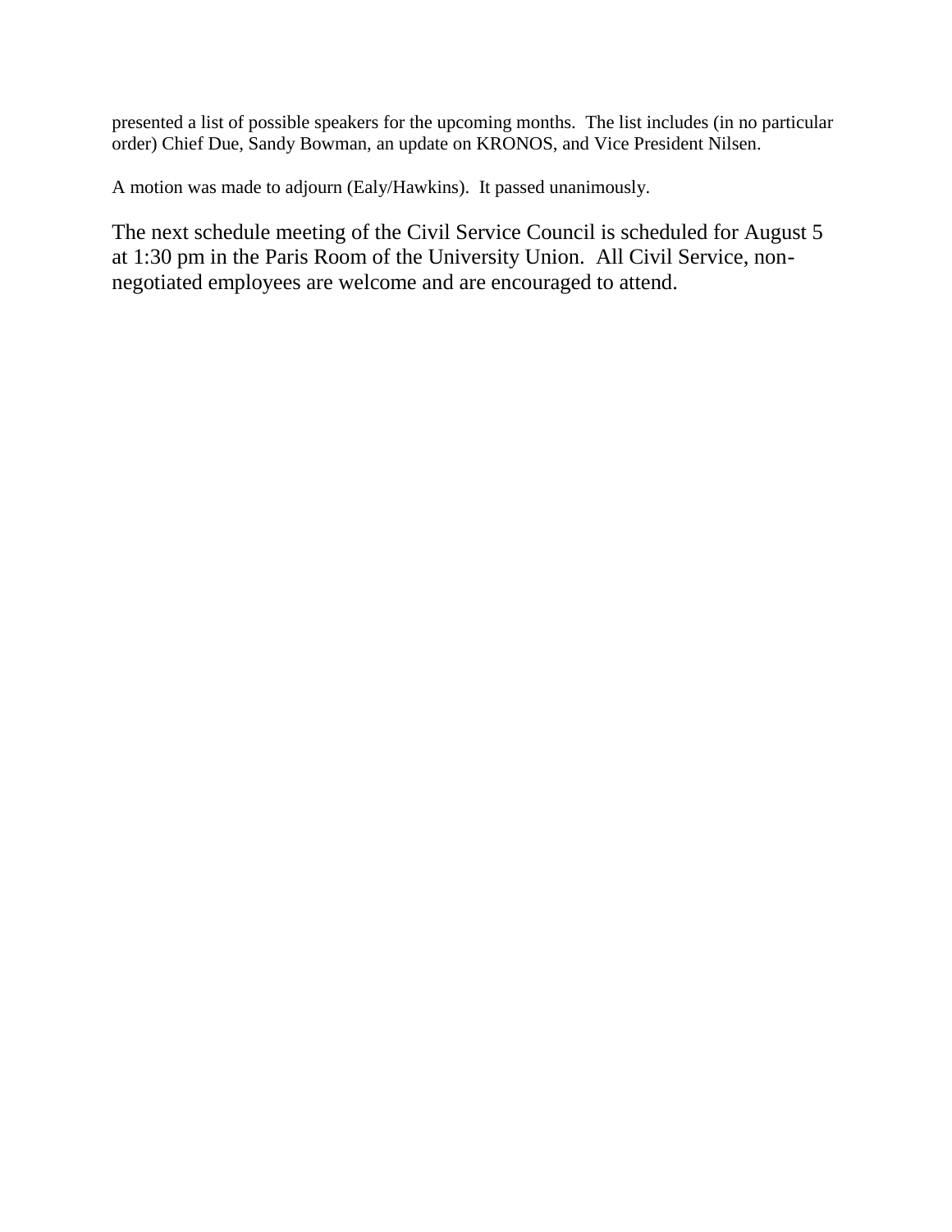presented a list of possible speakers for the upcoming months. The list includes (in no particular order) Chief Due, Sandy Bowman, an update on KRONOS, and Vice President Nilsen.

A motion was made to adjourn (Ealy/Hawkins). It passed unanimously.

The next schedule meeting of the Civil Service Council is scheduled for August 5 at 1:30 pm in the Paris Room of the University Union. All Civil Service, non-negotiated employees are welcome and are encouraged to attend.